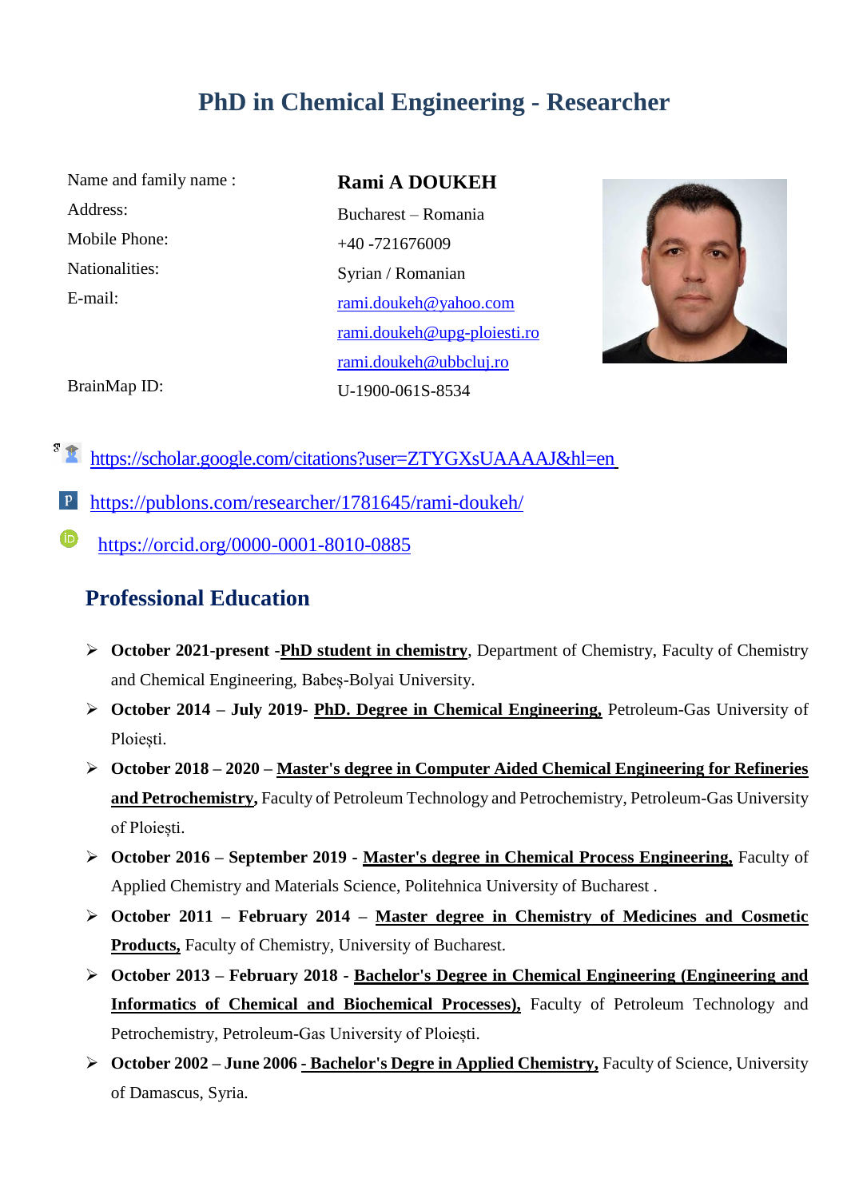# PhD in Chemical Engineering - Researcher

| | |
|---|---|
| Name and family name : | **Rami A DOUKEH** |
| Address: | Bucharest – Romania |
| Mobile Phone: | +40 -721676009 |
| Nationalities: | Syrian / Romanian |
| E-mail: | rami.doukeh@yahoo.com |
| | rami.doukeh@upg-ploiesti.ro |
| | rami.doukeh@ubbcluj.ro |
| BrainMap ID: | U-1900-061S-8534 |

https://scholar.google.com/citations?user=ZTYGXsUAAAAJ&hl=en

https://publons.com/researcher/1781645/rami-doukeh/

https://orcid.org/0000-0001-8010-0885

## Professional Education

- **October 2021-present -PhD student in chemistry**, Department of Chemistry, Faculty of Chemistry and Chemical Engineering, Babeș-Bolyai University.
- **October 2014 – July 2019- PhD. Degree in Chemical Engineering,** Petroleum-Gas University of Ploiești.
- **October 2018 – 2020 – Master's degree in Computer Aided Chemical Engineering for Refineries and Petrochemistry,** Faculty of Petroleum Technology and Petrochemistry, Petroleum-Gas University of Ploiești.
- **October 2016 – September 2019 - Master's degree in Chemical Process Engineering,** Faculty of Applied Chemistry and Materials Science, Politehnica University of Bucharest .
- **October 2011 – February 2014 – Master degree in Chemistry of Medicines and Cosmetic Products,** Faculty of Chemistry, University of Bucharest.
- **October 2013 – February 2018 - Bachelor's Degree in Chemical Engineering (Engineering and Informatics of Chemical and Biochemical Processes),** Faculty of Petroleum Technology and Petrochemistry, Petroleum-Gas University of Ploiești.
- **October 2002 – June 2006 - Bachelor's Degre in Applied Chemistry,** Faculty of Science, University of Damascus, Syria.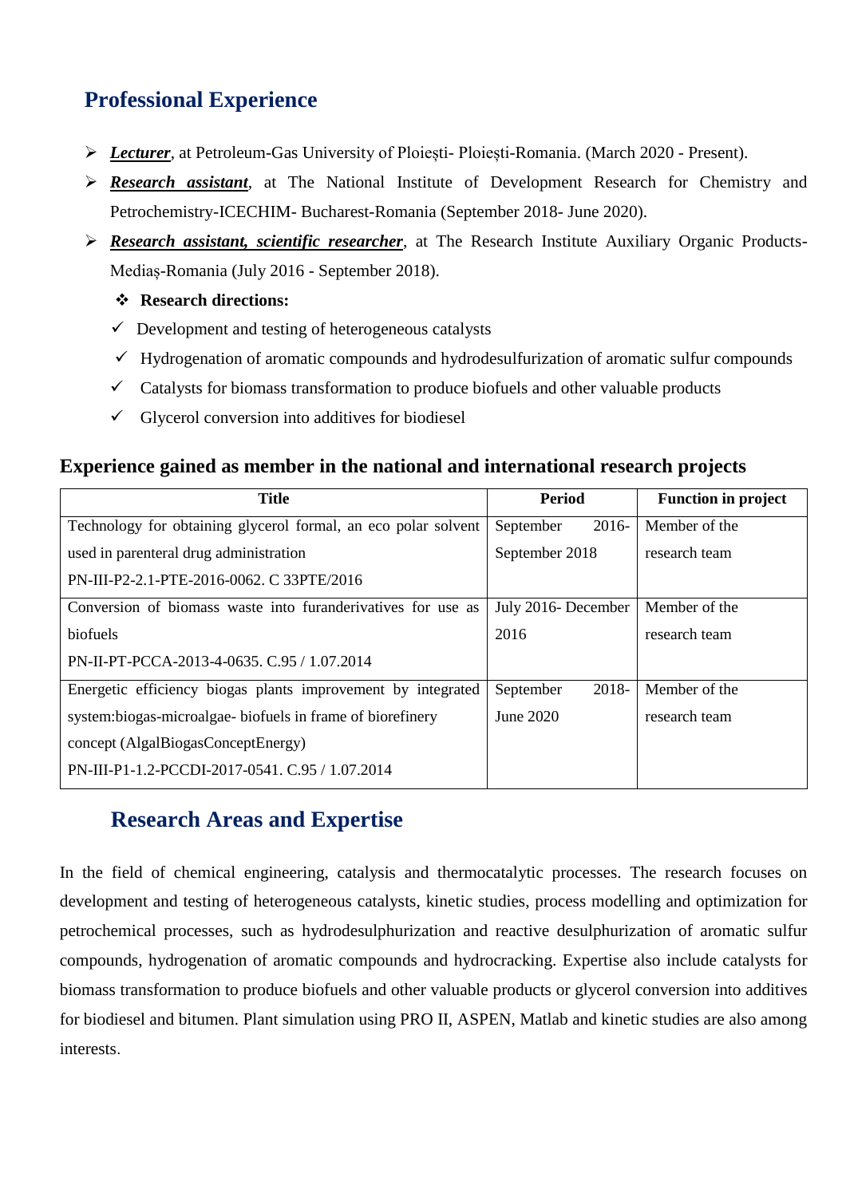## Professional Experience

- ***Lecturer***, at Petroleum-Gas University of Ploiești- Ploiești-Romania. (March 2020 - Present).
- ***Research assistant***, at The National Institute of Development Research for Chemistry and Petrochemistry-ICECHIM- Bucharest-Romania (September 2018- June 2020).
- ***Research assistant, scientific researcher***, at The Research Institute Auxiliary Organic Products-Mediaș-Romania (July 2016 - September 2018).
  - **Research directions:**
  - ✓ Development and testing of heterogeneous catalysts
  - ✓ Hydrogenation of aromatic compounds and hydrodesulfurization of aromatic sulfur compounds
  - ✓ Catalysts for biomass transformation to produce biofuels and other valuable products
  - ✓ Glycerol conversion into additives for biodiesel

### Experience gained as member in the national and international research projects

| Title | Period | Function in project |
|---|---|---|
| Technology for obtaining glycerol formal, an eco polar solvent used in parenteral drug administration PN-III-P2-2.1-PTE-2016-0062. C 33PTE/2016 | September 2016- September 2018 | Member of the research team |
| Conversion of biomass waste into furanderivatives for use as biofuels PN-II-PT-PCCA-2013-4-0635. C.95 / 1.07.2014 | July 2016- December 2016 | Member of the research team |
| Energetic efficiency biogas plants improvement by integrated system:biogas-microalgae- biofuels in frame of biorefinery concept (AlgalBiogasConceptEnergy) PN-III-P1-1.2-PCCDI-2017-0541. C.95 / 1.07.2014 | September 2018- June 2020 | Member of the research team |

## Research Areas and Expertise

In the field of chemical engineering, catalysis and thermocatalytic processes. The research focuses on development and testing of heterogeneous catalysts, kinetic studies, process modelling and optimization for petrochemical processes, such as hydrodesulphurization and reactive desulphurization of aromatic sulfur compounds, hydrogenation of aromatic compounds and hydrocracking. Expertise also include catalysts for biomass transformation to produce biofuels and other valuable products or glycerol conversion into additives for biodiesel and bitumen. Plant simulation using PRO II, ASPEN, Matlab and kinetic studies are also among interests.